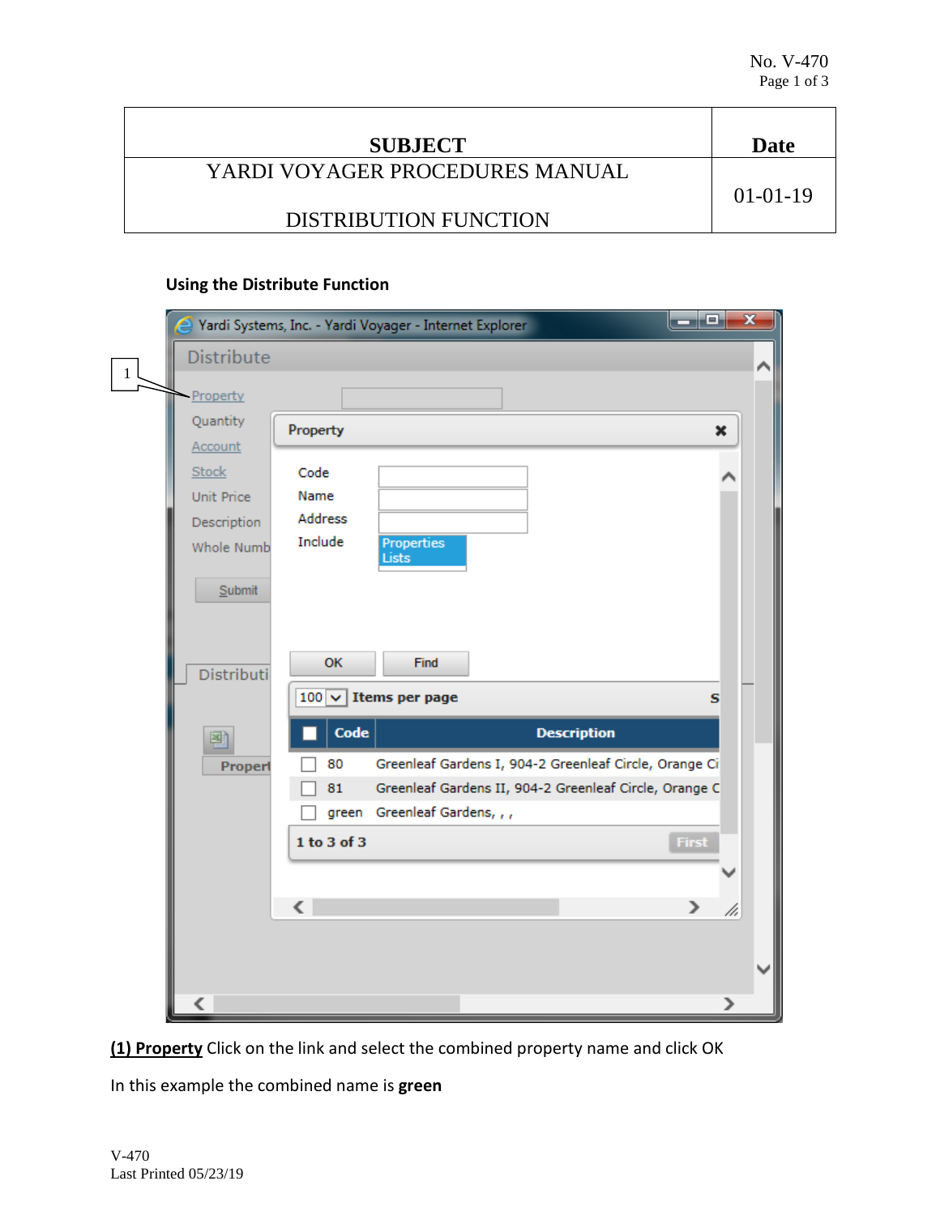| SUBJECT | Date |
|---|---|
| YARDI VOYAGER PROCEDURES MANUAL<br><br>DISTRIBUTION FUNCTION | 01-01-19 |

**Using the Distribute Function**

**(1) Property** Click on the link and select the combined property name and click OK

In this example the combined name is **green**

V-470
Last Printed 05/23/19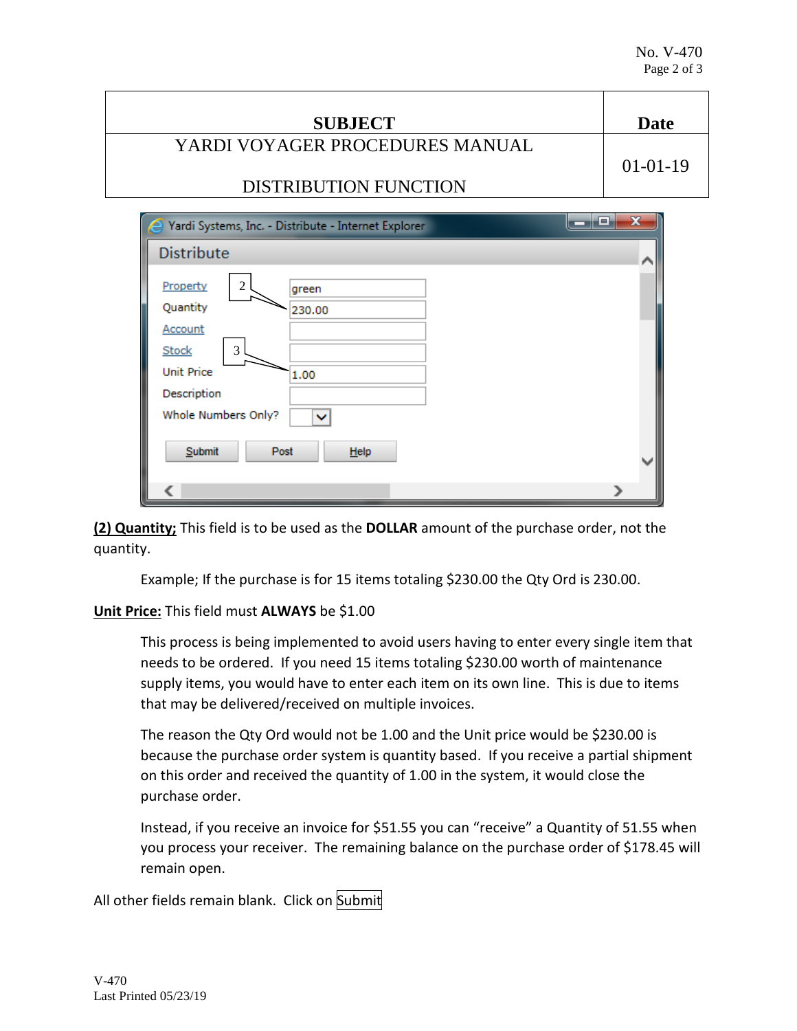| SUBJECT | Date |
| --- | --- |
| YARDI VOYAGER PROCEDURES MANUAL<br><br>DISTRIBUTION FUNCTION | 01-01-19 |

**(2) Quantity;** This field is to be used as the **DOLLAR** amount of the purchase order, not the quantity.

Example; If the purchase is for 15 items totaling $230.00 the Qty Ord is 230.00.

**Unit Price:** This field must **ALWAYS** be $1.00

This process is being implemented to avoid users having to enter every single item that needs to be ordered. If you need 15 items totaling $230.00 worth of maintenance supply items, you would have to enter each item on its own line. This is due to items that may be delivered/received on multiple invoices.

The reason the Qty Ord would not be 1.00 and the Unit price would be $230.00 is because the purchase order system is quantity based. If you receive a partial shipment on this order and received the quantity of 1.00 in the system, it would close the purchase order.

Instead, if you receive an invoice for $51.55 you can "receive" a Quantity of 51.55 when you process your receiver. The remaining balance on the purchase order of $178.45 will remain open.

All other fields remain blank. Click on Submit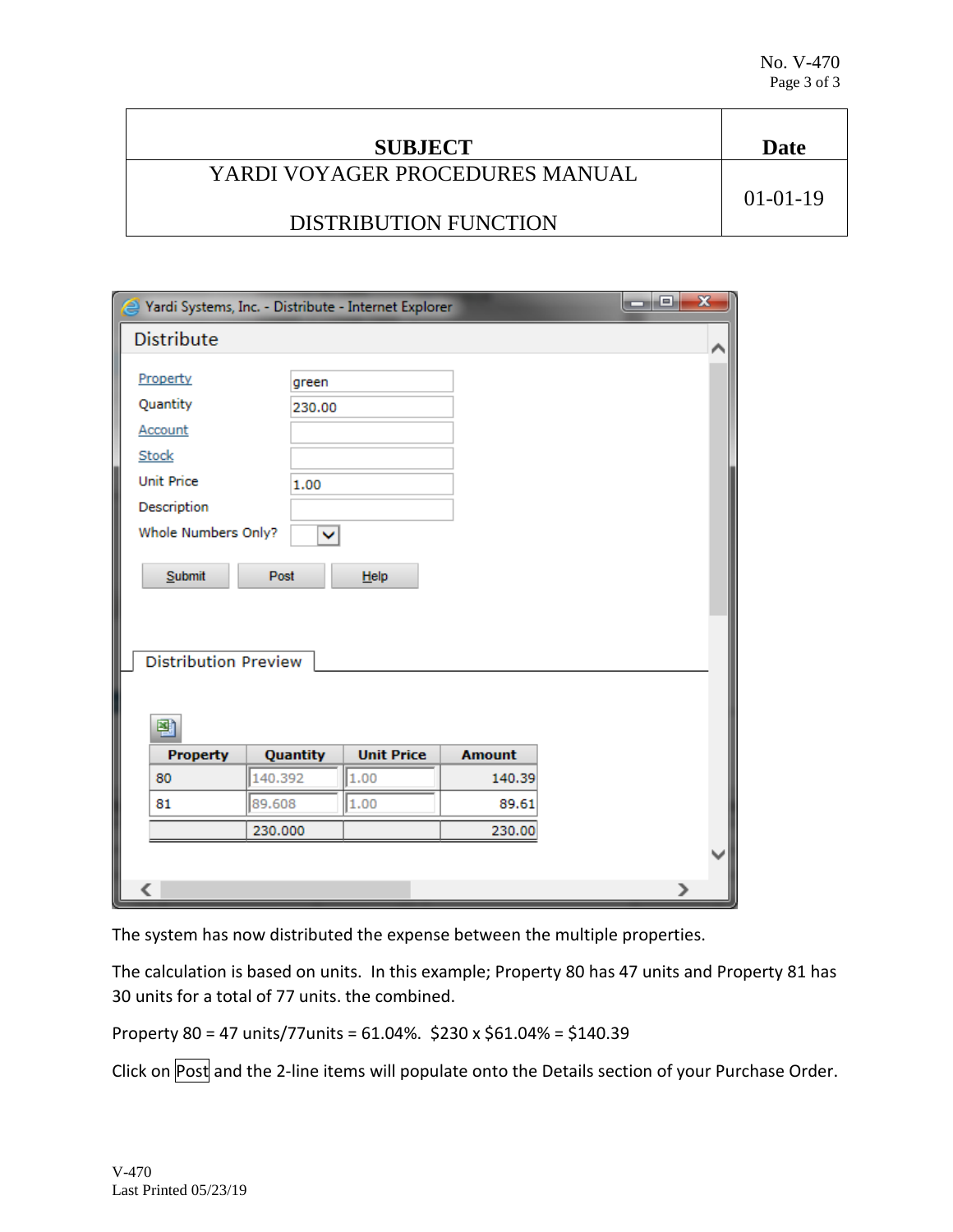| SUBJECT | Date |
| --- | --- |
| YARDI VOYAGER PROCEDURES MANUAL<br><br>DISTRIBUTION FUNCTION | 01-01-19 |

Yardi Systems, Inc. - Distribute - Internet Explorer

## Distribute

| | |
| --- | --- |
| Property | green |
| Quantity | 230.00 |
| Account | |
| Stock | |
| Unit Price | 1.00 |
| Description | |
| Whole Numbers Only? | |

Submit | Post | Help

### Distribution Preview

| Property | Quantity | Unit Price | Amount |
| --- | --- | --- | --- |
| 80 | 140.392 | 1.00 | 140.39 |
| 81 | 89.608 | 1.00 | 89.61 |
| | 230.000 | | 230.00 |

The system has now distributed the expense between the multiple properties.

The calculation is based on units. In this example; Property 80 has 47 units and Property 81 has 30 units for a total of 77 units. the combined.

Property 80 = 47 units/77units = 61.04%. $230 x $61.04% = $140.39

Click on Post and the 2-line items will populate onto the Details section of your Purchase Order.

V-470
Last Printed 05/23/19